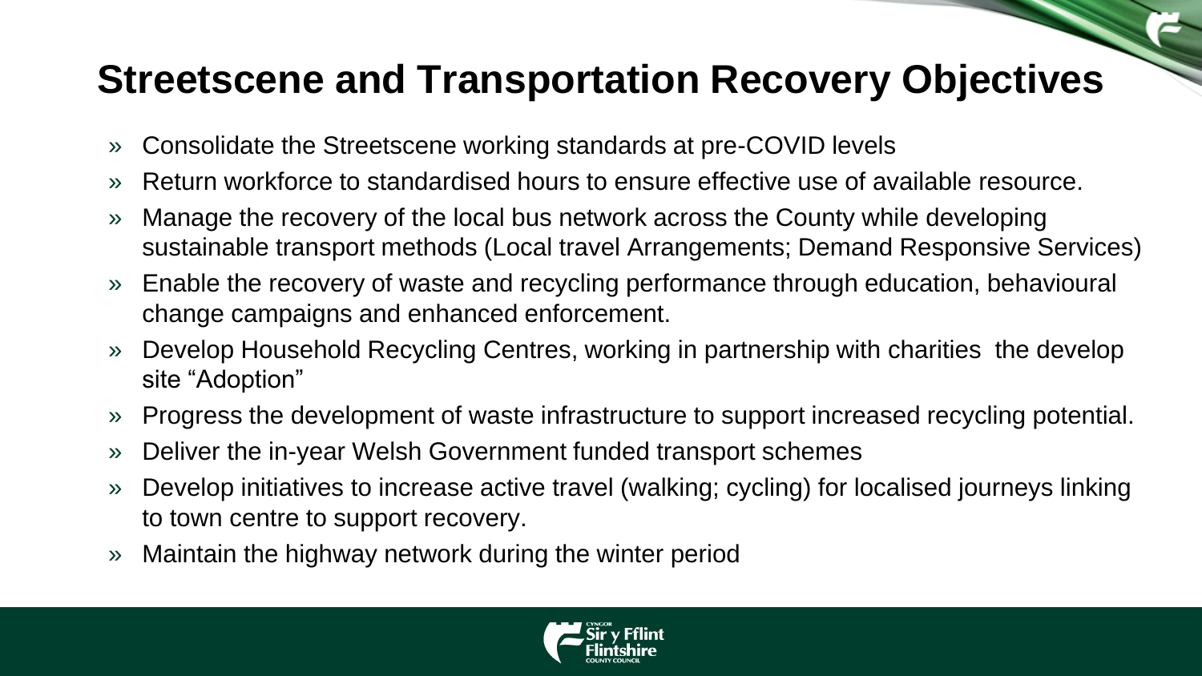# Streetscene and Transportation Recovery Objectives

- Consolidate the Streetscene working standards at pre-COVID levels
- Return workforce to standardised hours to ensure effective use of available resource.
- Manage the recovery of the local bus network across the County while developing sustainable transport methods (Local travel Arrangements; Demand Responsive Services)
- Enable the recovery of waste and recycling performance through education, behavioural change campaigns and enhanced enforcement.
- Develop Household Recycling Centres, working in partnership with charities  the develop site "Adoption"
- Progress the development of waste infrastructure to support increased recycling potential.
- Deliver the in-year Welsh Government funded transport schemes
- Develop initiatives to increase active travel (walking; cycling) for localised journeys linking to town centre to support recovery.
- Maintain the highway network during the winter period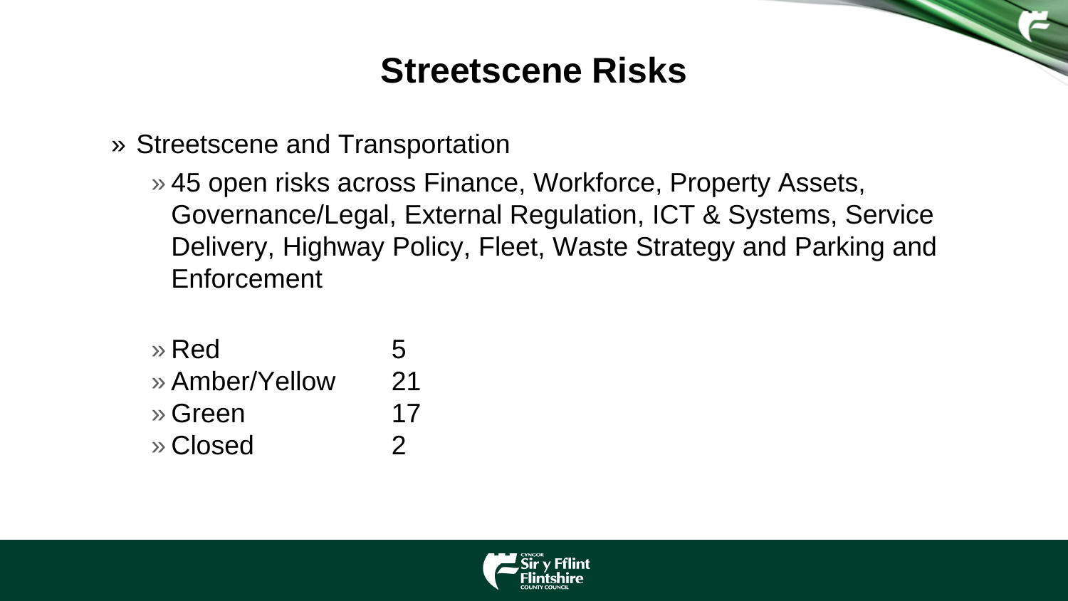# Streetscene Risks

- Streetscene and Transportation
  - 45 open risks across Finance, Workforce, Property Assets, Governance/Legal, External Regulation, ICT & Systems, Service Delivery, Highway Policy, Fleet, Waste Strategy and Parking and Enforcement
  - Red 5
  - Amber/Yellow 21
  - Green 17
  - Closed 2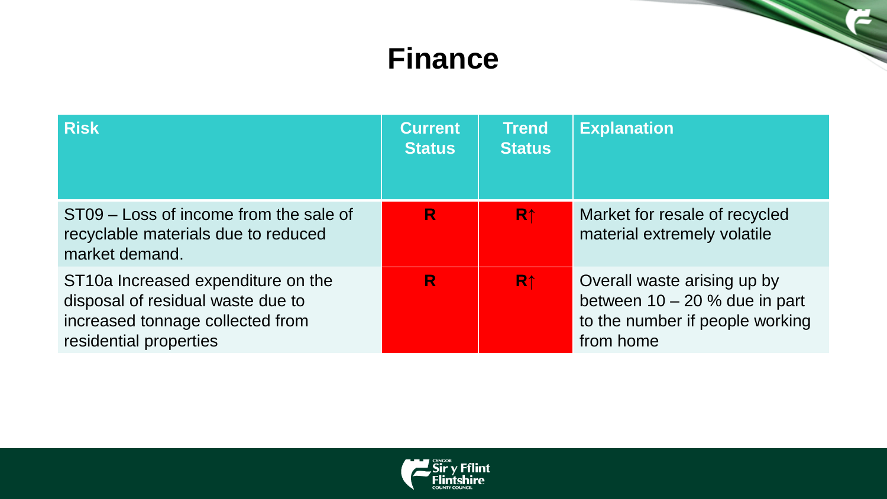# Finance

| Risk | Current Status | Trend Status | Explanation |
| --- | --- | --- | --- |
| ST09 – Loss of income from the sale of recyclable materials due to reduced market demand. | R | R↑ | Market for resale of recycled material extremely volatile |
| ST10a Increased expenditure on the disposal of residual waste due to increased tonnage collected from residential properties | R | R↑ | Overall waste arising up by between 10 – 20 % due in part to the number if people working from home |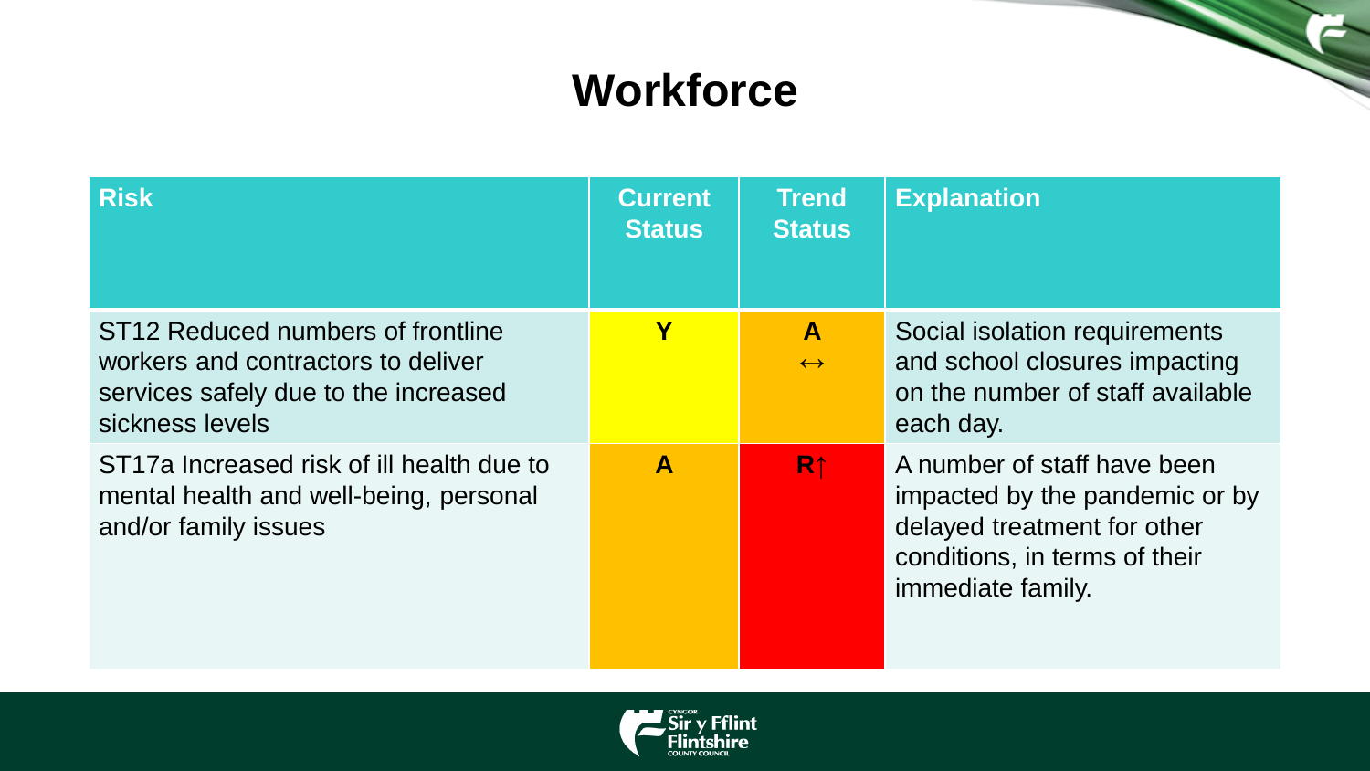# Workforce

| Risk | Current Status | Trend Status | Explanation |
|---|---|---|---|
| ST12 Reduced numbers of frontline workers and contractors to deliver services safely due to the increased sickness levels | Y | A ↔ | Social isolation requirements and school closures impacting on the number of staff available each day. |
| ST17a Increased risk of ill health due to mental health and well-being, personal and/or family issues | A | R↑ | A number of staff have been impacted by the pandemic or by delayed treatment for other conditions, in terms of their immediate family. |